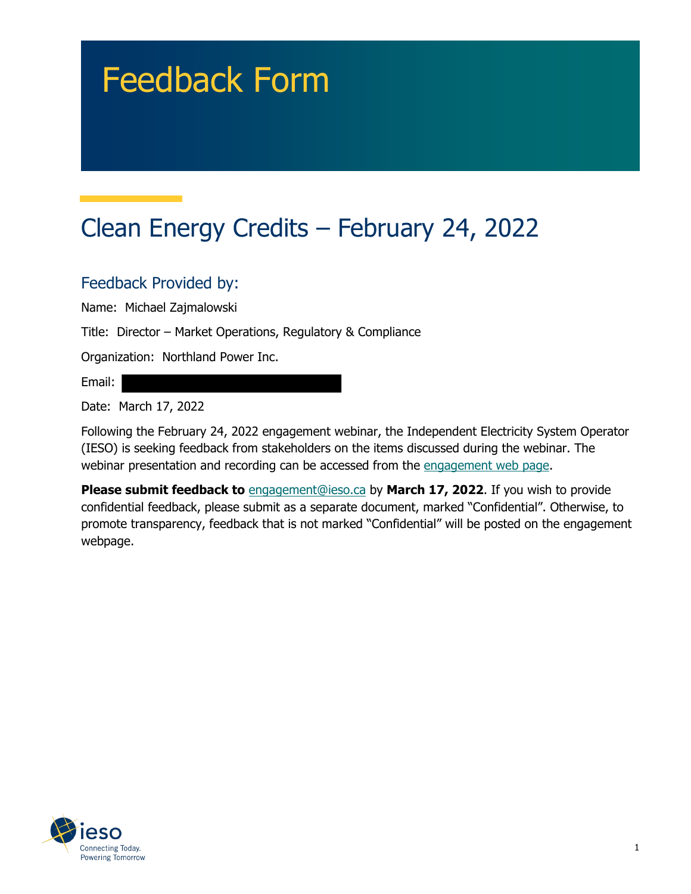# Feedback Form

## Clean Energy Credits – February 24, 2022

### Feedback Provided by:

Name: Michael Zajmalowski

Title: Director – Market Operations, Regulatory & Compliance

Organization: Northland Power Inc.

Email:

Date: March 17, 2022

Following the February 24, 2022 engagement webinar, the Independent Electricity System Operator (IESO) is seeking feedback from stakeholders on the items discussed during the webinar. The webinar presentation and recording can be accessed from the engagement web page.

**Please submit feedback to** engagement@ieso.ca by **March 17, 2022**. If you wish to provide confidential feedback, please submit as a separate document, marked "Confidential". Otherwise, to promote transparency, feedback that is not marked "Confidential" will be posted on the engagement webpage.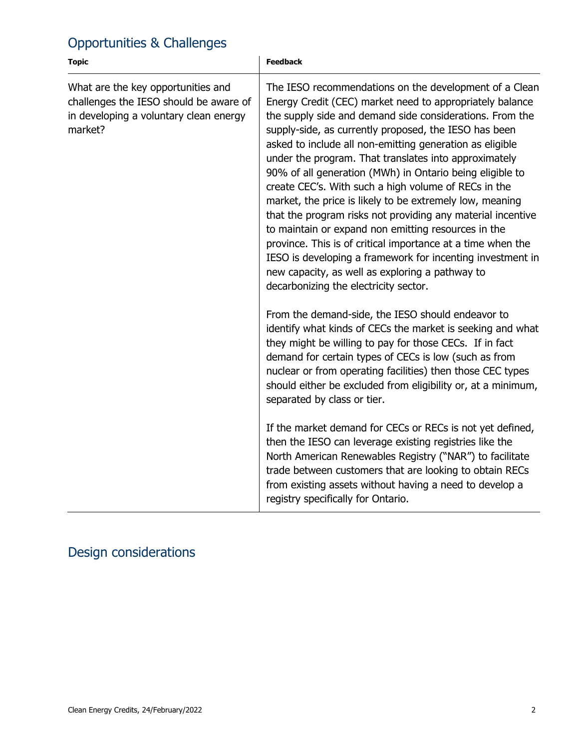## Opportunities & Challenges

| Topic | Feedback |
| --- | --- |
| What are the key opportunities and challenges the IESO should be aware of in developing a voluntary clean energy market? | The IESO recommendations on the development of a Clean Energy Credit (CEC) market need to appropriately balance the supply side and demand side considerations. From the supply-side, as currently proposed, the IESO has been asked to include all non-emitting generation as eligible under the program. That translates into approximately 90% of all generation (MWh) in Ontario being eligible to create CEC's. With such a high volume of RECs in the market, the price is likely to be extremely low, meaning that the program risks not providing any material incentive to maintain or expand non emitting resources in the province. This is of critical importance at a time when the IESO is developing a framework for incenting investment in new capacity, as well as exploring a pathway to decarbonizing the electricity sector.<br><br>From the demand-side, the IESO should endeavor to identify what kinds of CECs the market is seeking and what they might be willing to pay for those CECs. If in fact demand for certain types of CECs is low (such as from nuclear or from operating facilities) then those CEC types should either be excluded from eligibility or, at a minimum, separated by class or tier.<br><br>If the market demand for CECs or RECs is not yet defined, then the IESO can leverage existing registries like the North American Renewables Registry ("NAR") to facilitate trade between customers that are looking to obtain RECs from existing assets without having a need to develop a registry specifically for Ontario. |

## Design considerations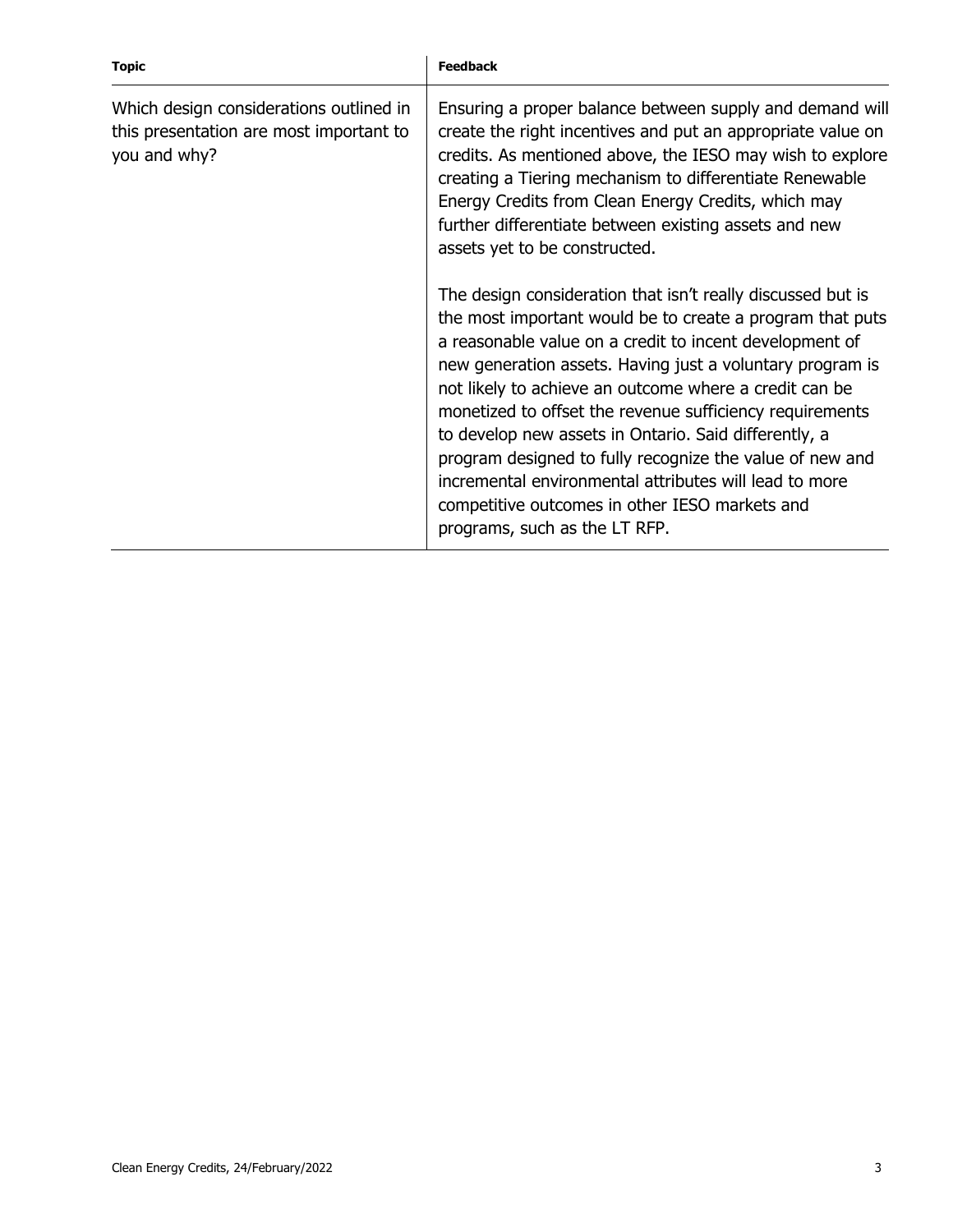| Topic | Feedback |
|---|---|
| Which design considerations outlined in this presentation are most important to you and why? | Ensuring a proper balance between supply and demand will create the right incentives and put an appropriate value on credits. As mentioned above, the IESO may wish to explore creating a Tiering mechanism to differentiate Renewable Energy Credits from Clean Energy Credits, which may further differentiate between existing assets and new assets yet to be constructed.<br><br>The design consideration that isn't really discussed but is the most important would be to create a program that puts a reasonable value on a credit to incent development of new generation assets. Having just a voluntary program is not likely to achieve an outcome where a credit can be monetized to offset the revenue sufficiency requirements to develop new assets in Ontario. Said differently, a program designed to fully recognize the value of new and incremental environmental attributes will lead to more competitive outcomes in other IESO markets and programs, such as the LT RFP. |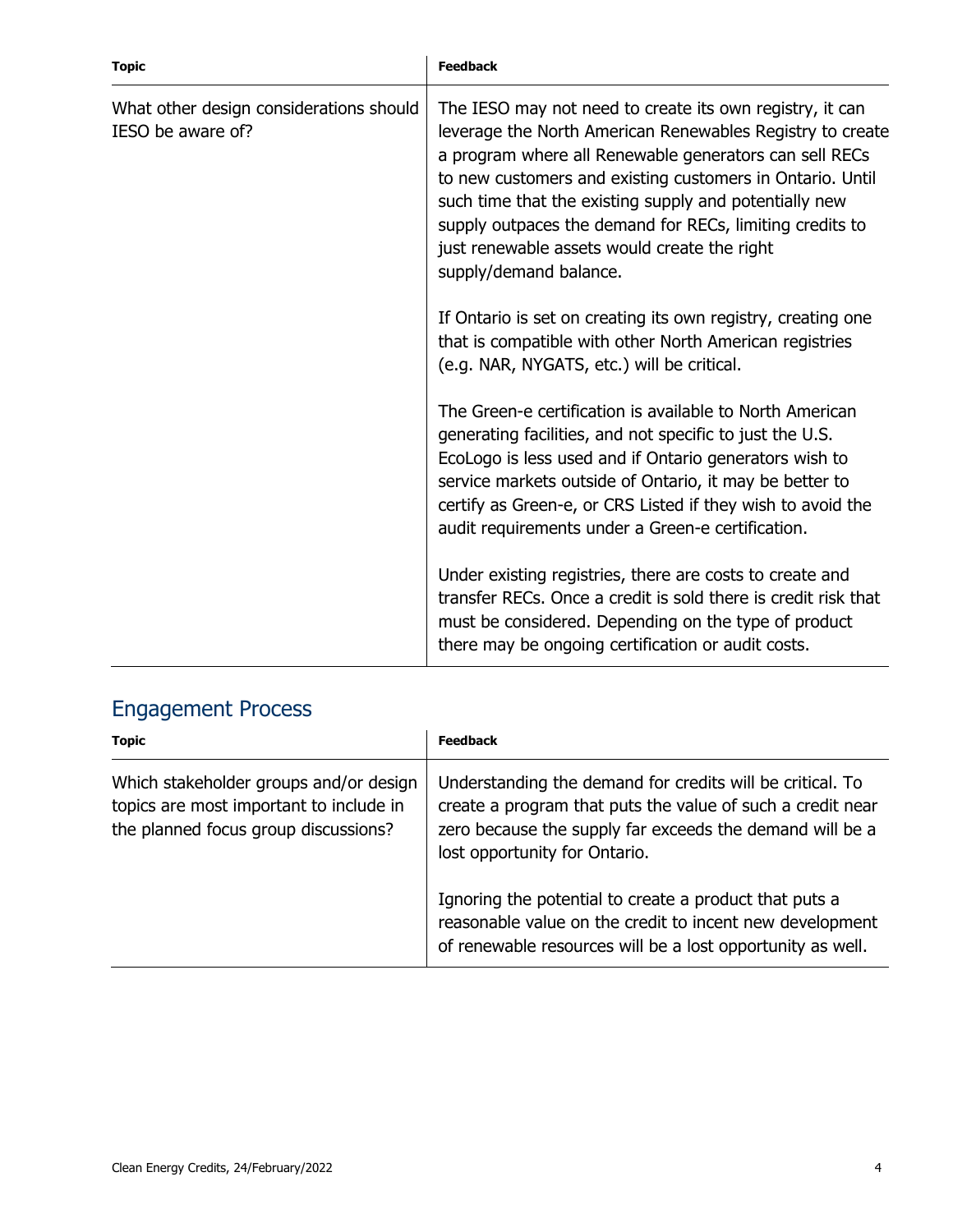| Topic | Feedback |
|---|---|
| What other design considerations should IESO be aware of? | The IESO may not need to create its own registry, it can leverage the North American Renewables Registry to create a program where all Renewable generators can sell RECs to new customers and existing customers in Ontario. Until such time that the existing supply and potentially new supply outpaces the demand for RECs, limiting credits to just renewable assets would create the right supply/demand balance.<br><br>If Ontario is set on creating its own registry, creating one that is compatible with other North American registries (e.g. NAR, NYGATS, etc.) will be critical.<br><br>The Green-e certification is available to North American generating facilities, and not specific to just the U.S. EcoLogo is less used and if Ontario generators wish to service markets outside of Ontario, it may be better to certify as Green-e, or CRS Listed if they wish to avoid the audit requirements under a Green-e certification.<br><br>Under existing registries, there are costs to create and transfer RECs. Once a credit is sold there is credit risk that must be considered. Depending on the type of product there may be ongoing certification or audit costs. |

## Engagement Process

| Topic | Feedback |
|---|---|
| Which stakeholder groups and/or design topics are most important to include in the planned focus group discussions? | Understanding the demand for credits will be critical. To create a program that puts the value of such a credit near zero because the supply far exceeds the demand will be a lost opportunity for Ontario.<br><br>Ignoring the potential to create a product that puts a reasonable value on the credit to incent new development of renewable resources will be a lost opportunity as well. |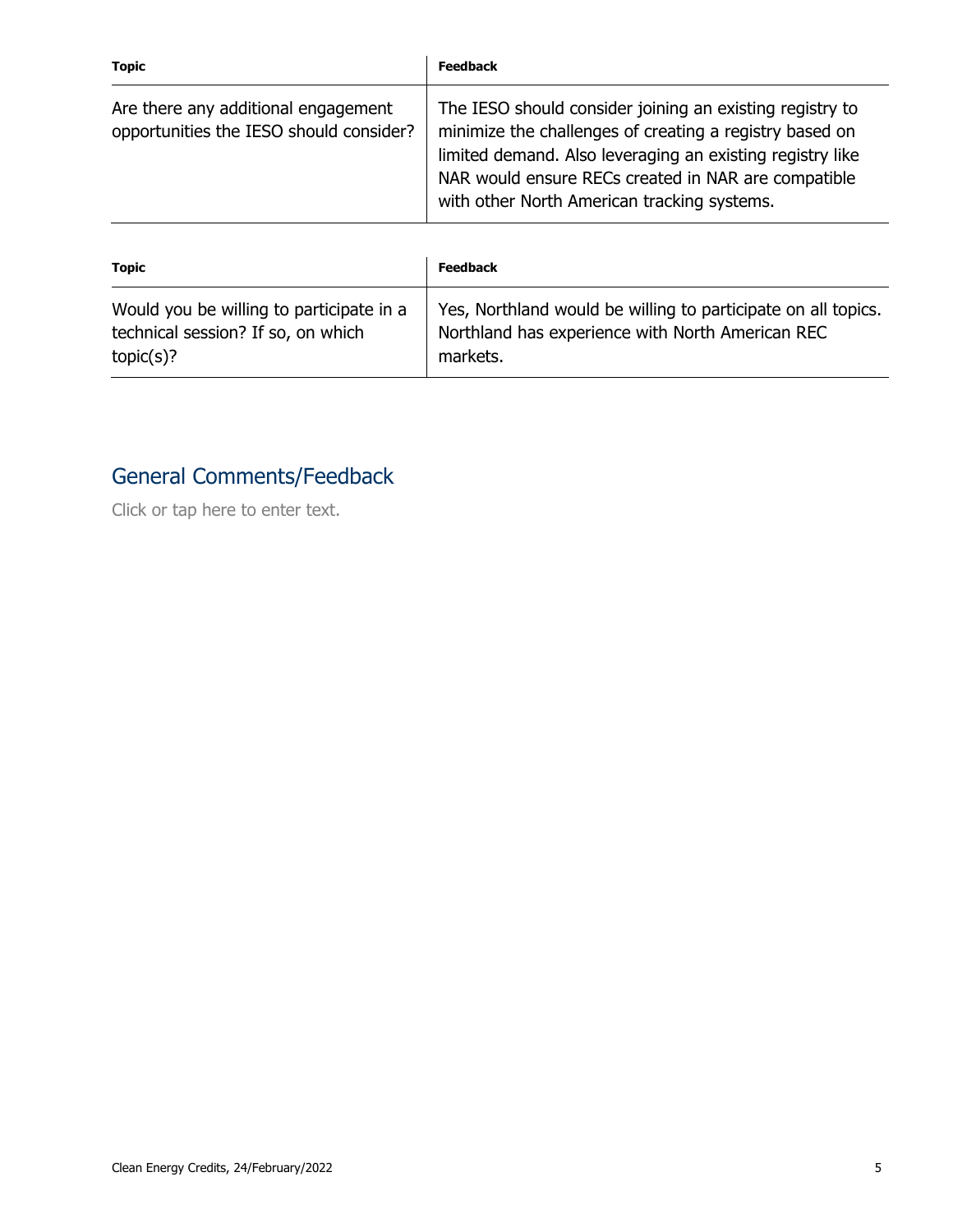| Topic | Feedback |
| --- | --- |
| Are there any additional engagement opportunities the IESO should consider? | The IESO should consider joining an existing registry to minimize the challenges of creating a registry based on limited demand. Also leveraging an existing registry like NAR would ensure RECs created in NAR are compatible with other North American tracking systems. |

| Topic | Feedback |
| --- | --- |
| Would you be willing to participate in a technical session? If so, on which topic(s)? | Yes, Northland would be willing to participate on all topics. Northland has experience with North American REC markets. |

## General Comments/Feedback

Click or tap here to enter text.